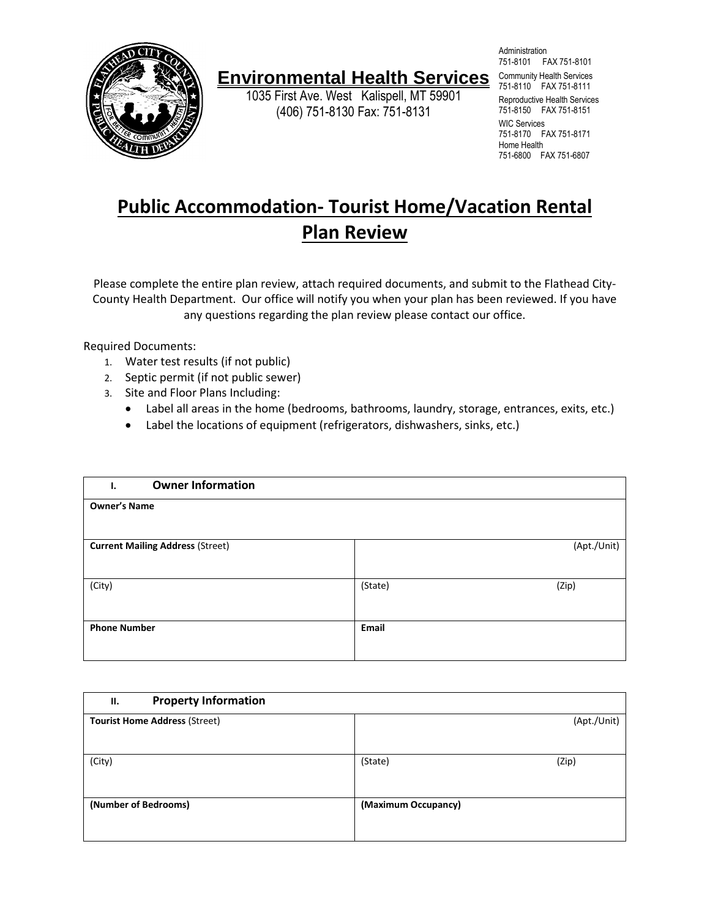**Environmental Health Services**

1035 First Ave. West Kalispell, MT 59901
(406) 751-8130 Fax: 751-8131

Administration
751-8101 FAX 751-8101
Community Health Services
751-8110 FAX 751-8111
Reproductive Health Services
751-8150 FAX 751-8151
WIC Services
751-8170 FAX 751-8171
Home Health
751-6800 FAX 751-6807

# Public Accommodation- Tourist Home/Vacation Rental Plan Review

Please complete the entire plan review, attach required documents, and submit to the Flathead City-County Health Department. Our office will notify you when your plan has been reviewed. If you have any questions regarding the plan review please contact our office.

Required Documents:

1. Water test results (if not public)
2. Septic permit (if not public sewer)
3. Site and Floor Plans Including:
   - Label all areas in the home (bedrooms, bathrooms, laundry, storage, entrances, exits, etc.)
   - Label the locations of equipment (refrigerators, dishwashers, sinks, etc.)

| **I. Owner Information** | | |
|---|---|---|
| **Owner's Name** | | |
| **Current Mailing Address** (Street) | | (Apt./Unit) |
| (City) | (State) | (Zip) |
| **Phone Number** | **Email** | |

| **II. Property Information** | | |
|---|---|---|
| **Tourist Home Address** (Street) | | (Apt./Unit) |
| (City) | (State) | (Zip) |
| **(Number of Bedrooms)** | **(Maximum Occupancy)** | |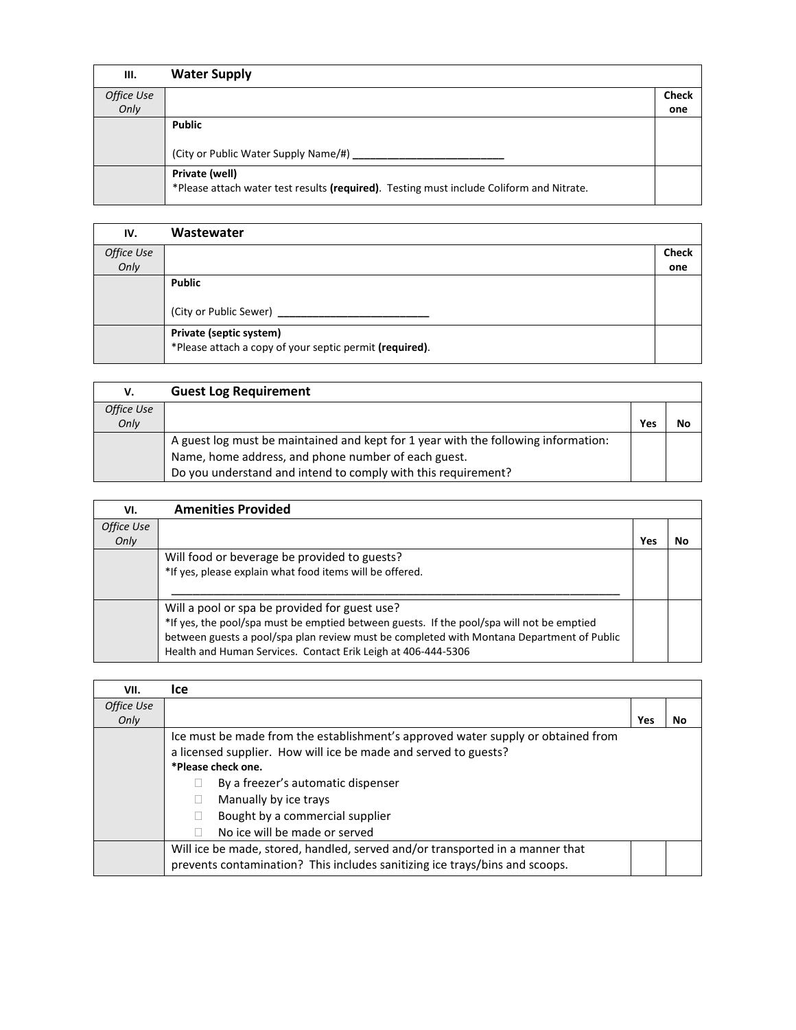| III. | Water Supply | |
|---|---|---|
| *Office Use Only* | | **Check one** |
| | **Public**<br><br>(City or Public Water Supply Name/#) ___________________________ | |
| | **Private (well)**<br>*Please attach water test results **(required)**. Testing must include Coliform and Nitrate. | |

| IV. | Wastewater | |
|---|---|---|
| *Office Use Only* | | **Check one** |
| | **Public**<br><br>(City or Public Sewer) ___________________________ | |
| | **Private (septic system)**<br>*Please attach a copy of your septic permit **(required)**. | |

| V. | Guest Log Requirement | | |
|---|---|---|---|
| *Office Use Only* | | **Yes** | **No** |
| | A guest log must be maintained and kept for 1 year with the following information: Name, home address, and phone number of each guest.<br>Do you understand and intend to comply with this requirement? | | |

| VI. | Amenities Provided | | |
|---|---|---|---|
| *Office Use Only* | | **Yes** | **No** |
| | Will food or beverage be provided to guests?<br>*If yes, please explain what food items will be offered.<br>_______________________________________________________________________________ | | |
| | Will a pool or spa be provided for guest use?<br>*If yes, the pool/spa must be emptied between guests. If the pool/spa will not be emptied between guests a pool/spa plan review must be completed with Montana Department of Public Health and Human Services. Contact Erik Leigh at 406-444-5306 | | |

| VII. | Ice | | |
|---|---|---|---|
| *Office Use Only* | | **Yes** | **No** |
| | Ice must be made from the establishment's approved water supply or obtained from a licensed supplier. How will ice be made and served to guests?<br>**\*Please check one.**<br>☐ By a freezer's automatic dispenser<br>☐ Manually by ice trays<br>☐ Bought by a commercial supplier<br>☐ No ice will be made or served | | |
| | Will ice be made, stored, handled, served and/or transported in a manner that prevents contamination? This includes sanitizing ice trays/bins and scoops. | | |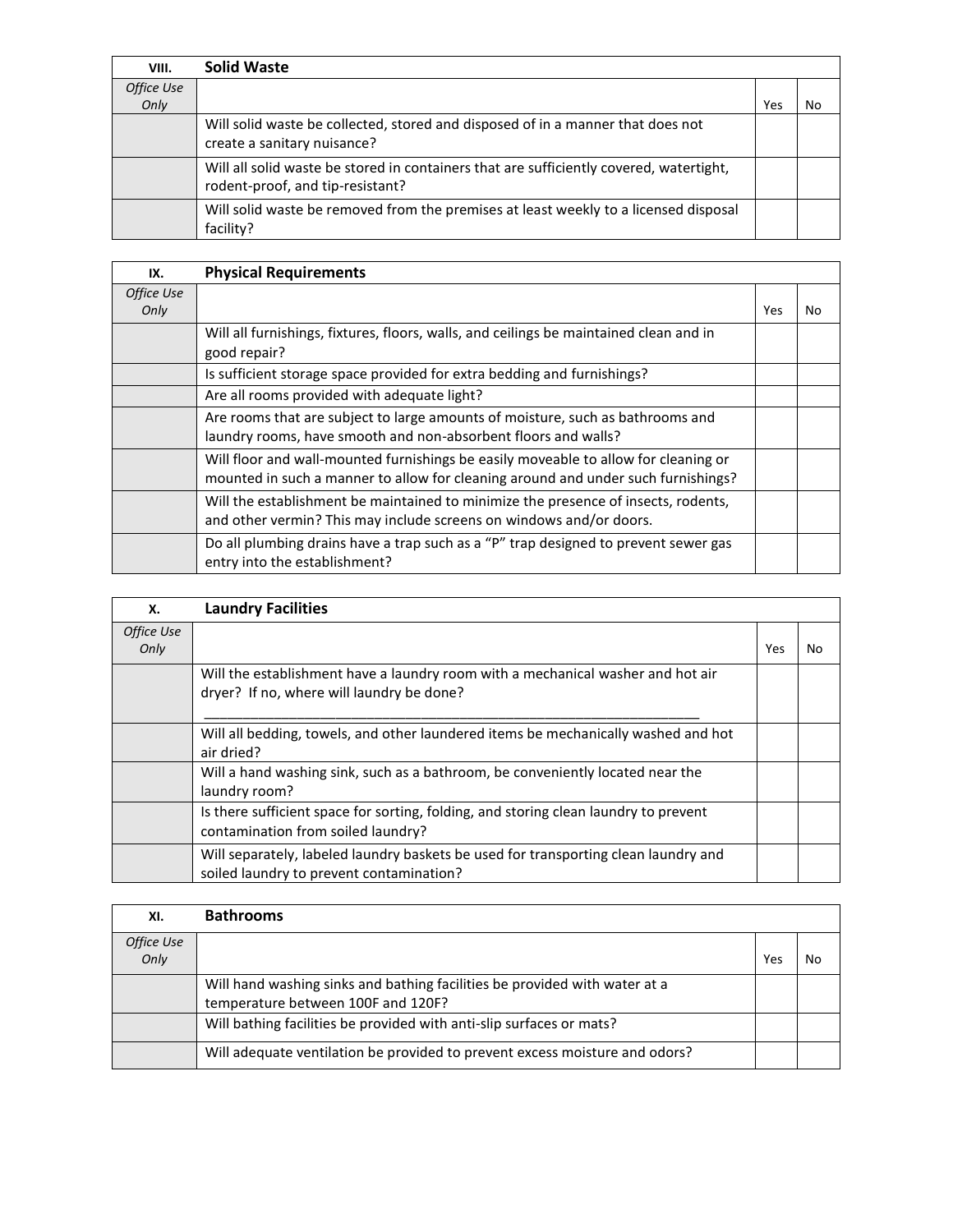| VIII. | Solid Waste | | |
|---|---|---|---|
| *Office Use Only* | | Yes | No |
| | Will solid waste be collected, stored and disposed of in a manner that does not create a sanitary nuisance? | | |
| | Will all solid waste be stored in containers that are sufficiently covered, watertight, rodent-proof, and tip-resistant? | | |
| | Will solid waste be removed from the premises at least weekly to a licensed disposal facility? | | |

| IX. | Physical Requirements | | |
|---|---|---|---|
| *Office Use Only* | | Yes | No |
| | Will all furnishings, fixtures, floors, walls, and ceilings be maintained clean and in good repair? | | |
| | Is sufficient storage space provided for extra bedding and furnishings? | | |
| | Are all rooms provided with adequate light? | | |
| | Are rooms that are subject to large amounts of moisture, such as bathrooms and laundry rooms, have smooth and non-absorbent floors and walls? | | |
| | Will floor and wall-mounted furnishings be easily moveable to allow for cleaning or mounted in such a manner to allow for cleaning around and under such furnishings? | | |
| | Will the establishment be maintained to minimize the presence of insects, rodents, and other vermin? This may include screens on windows and/or doors. | | |
| | Do all plumbing drains have a trap such as a "P" trap designed to prevent sewer gas entry into the establishment? | | |

| X. | Laundry Facilities | | |
|---|---|---|---|
| *Office Use Only* | | Yes | No |
| | Will the establishment have a laundry room with a mechanical washer and hot air dryer? If no, where will laundry be done? ____________________________________________________________ | | |
| | Will all bedding, towels, and other laundered items be mechanically washed and hot air dried? | | |
| | Will a hand washing sink, such as a bathroom, be conveniently located near the laundry room? | | |
| | Is there sufficient space for sorting, folding, and storing clean laundry to prevent contamination from soiled laundry? | | |
| | Will separately, labeled laundry baskets be used for transporting clean laundry and soiled laundry to prevent contamination? | | |

| XI. | Bathrooms | | |
|---|---|---|---|
| *Office Use Only* | | Yes | No |
| | Will hand washing sinks and bathing facilities be provided with water at a temperature between 100F and 120F? | | |
| | Will bathing facilities be provided with anti-slip surfaces or mats? | | |
| | Will adequate ventilation be provided to prevent excess moisture and odors? | | |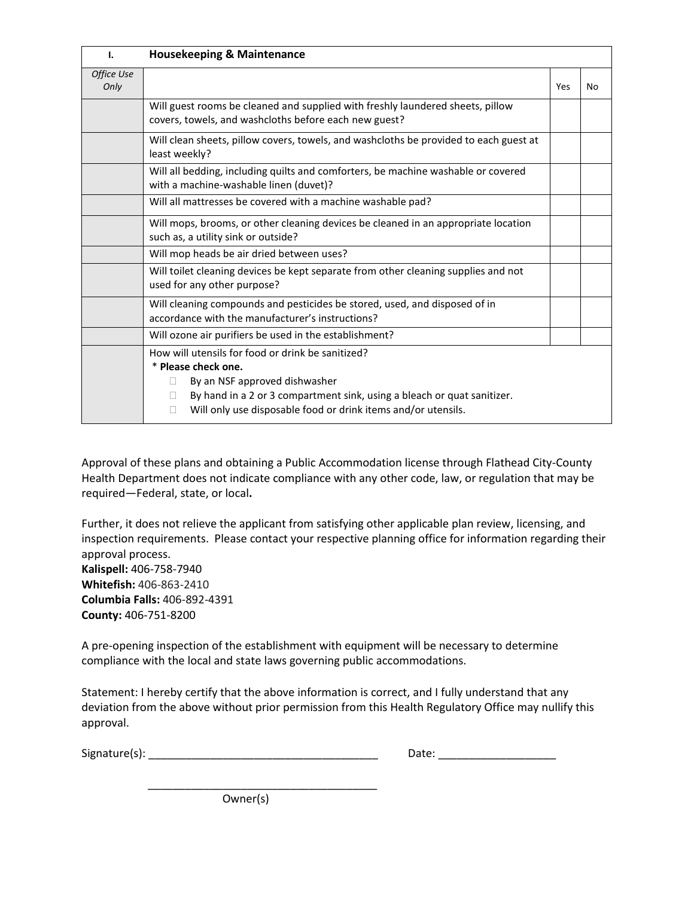| I. | **Housekeeping & Maintenance** | | |
|---|---|---|---|
| *Office Use Only* | | Yes | No |
| | Will guest rooms be cleaned and supplied with freshly laundered sheets, pillow covers, towels, and washcloths before each new guest? | | |
| | Will clean sheets, pillow covers, towels, and washcloths be provided to each guest at least weekly? | | |
| | Will all bedding, including quilts and comforters, be machine washable or covered with a machine-washable linen (duvet)? | | |
| | Will all mattresses be covered with a machine washable pad? | | |
| | Will mops, brooms, or other cleaning devices be cleaned in an appropriate location such as, a utility sink or outside? | | |
| | Will mop heads be air dried between uses? | | |
| | Will toilet cleaning devices be kept separate from other cleaning supplies and not used for any other purpose? | | |
| | Will cleaning compounds and pesticides be stored, used, and disposed of in accordance with the manufacturer's instructions? | | |
| | Will ozone air purifiers be used in the establishment? | | |
| | How will utensils for food or drink be sanitized?<br>* **Please check one.**<br>☐ By an NSF approved dishwasher<br>☐ By hand in a 2 or 3 compartment sink, using a bleach or quat sanitizer.<br>☐ Will only use disposable food or drink items and/or utensils. | | |

Approval of these plans and obtaining a Public Accommodation license through Flathead City-County Health Department does not indicate compliance with any other code, law, or regulation that may be required—Federal, state, or local**.**

Further, it does not relieve the applicant from satisfying other applicable plan review, licensing, and inspection requirements. Please contact your respective planning office for information regarding their approval process.

**Kalispell:** 406-758-7940
**Whitefish:** 406-863-2410
**Columbia Falls:** 406-892-4391
**County:** 406-751-8200

A pre-opening inspection of the establishment with equipment will be necessary to determine compliance with the local and state laws governing public accommodations.

Statement: I hereby certify that the above information is correct, and I fully understand that any deviation from the above without prior permission from this Health Regulatory Office may nullify this approval.

Signature(s): ______________________________________ Date: ___________________

______________________________________
Owner(s)